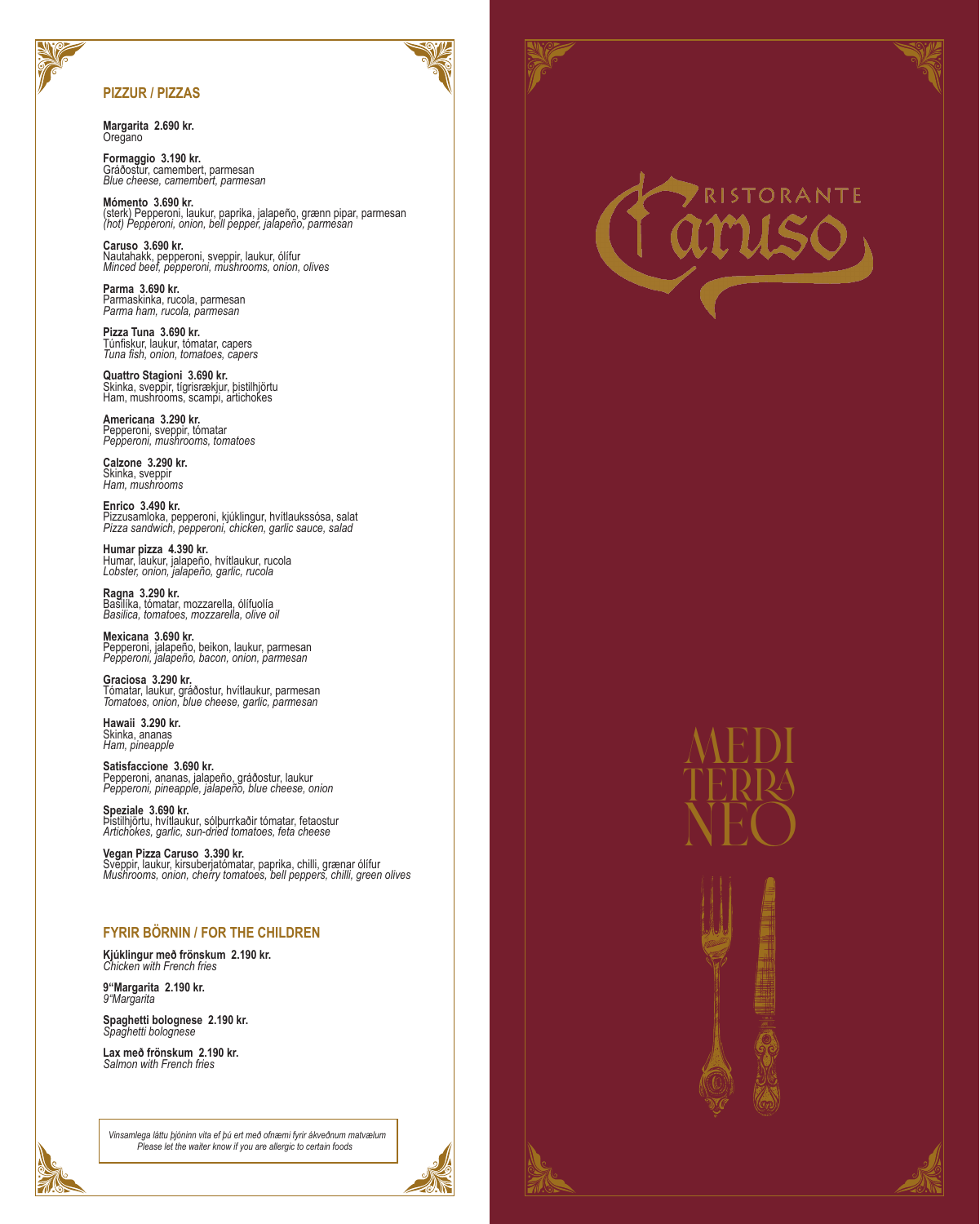## PIZZUR / PIZZAS

**Margarita 2.690 kr.**
Oregano

**Formaggio 3.190 kr.**
Gráðostur, camembert, parmesan
*Blue cheese, camembert, parmesan*

**Mómento 3.690 kr.**
(sterk) Pepperoni, laukur, paprika, jalapeño, grænn pipar, parmesan
*(hot) Pepperoni, onion, bell pepper, jalapeño, parmesan*

**Caruso 3.690 kr.**
Nautahakk, pepperoni, sveppir, laukur, ólífur
*Minced beef, pepperoni, mushrooms, onion, olives*

**Parma 3.690 kr.**
Parmaskinka, rucola, parmesan
*Parma ham, rucola, parmesan*

**Pizza Tuna 3.690 kr.**
Túnfiskur, laukur, tómatar, capers
*Tuna fish, onion, tomatoes, capers*

**Quattro Stagioni 3.690 kr.**
Skinka, sveppir, tígrisrækjur, þistilhjörtu
Ham, mushrooms, scampi, artichokes

**Americana 3.290 kr.**
Pepperoni, sveppir, tómatar
*Pepperoni, mushrooms, tomatoes*

**Calzone 3.290 kr.**
Skinka, sveppir
*Ham, mushrooms*

**Enrico 3.490 kr.**
Pizzusamloka, pepperoni, kjúklingur, hvítlaukssósa, salat
*Pizza sandwich, pepperoni, chicken, garlic sauce, salad*

**Humar pizza 4.390 kr.**
Humar, laukur, jalapeño, hvítlaukur, rucola
*Lobster, onion, jalapeño, garlic, rucola*

**Ragna 3.290 kr.**
Basilika, tómatar, mozzarella, ólífuolía
*Basilica, tomatoes, mozzarella, olive oil*

**Mexicana 3.690 kr.**
Pepperoni, jalapeño, beikon, laukur, parmesan
*Pepperoni, jalapeño, bacon, onion, parmesan*

**Graciosa 3.290 kr.**
Tómatar, laukur, gráðostur, hvítlaukur, parmesan
*Tomatoes, onion, blue cheese, garlic, parmesan*

**Hawaii 3.290 kr.**
Skinka, ananas
*Ham, pineapple*

**Satisfaccione 3.690 kr.**
Pepperoni, ananas, jalapeño, gráðostur, laukur
*Pepperoni, pineapple, jalapeño, blue cheese, onion*

**Speziale 3.690 kr.**
Þistilhjörtu, hvítlaukur, sólþurrkaðir tómatar, fetaostur
*Artichokes, garlic, sun-dried tomatoes, feta cheese*

**Vegan Pizza Caruso 3.390 kr.**
Sveppir, laukur, kirsuberjatómatar, paprika, chilli, grænar ólífur
*Mushrooms, onion, cherry tomatoes, bell peppers, chilli, green olives*

## FYRIR BÖRNIN / FOR THE CHILDREN

**Kjúklingur með frönskum 2.190 kr.**
*Chicken with French fries*

**9"Margarita 2.190 kr.**
*9"Margarita*

**Spaghetti bolognese 2.190 kr.**
*Spaghetti bolognese*

**Lax með frönskum 2.190 kr.**
*Salmon with French fries*

*Vinsamlega láttu þjóninn vita ef þú ert með ofnæmi fyrir ákveðnum matvælum*
*Please let the waiter know if you are allergic to certain foods*

RISTORANTE
# Caruso

MEDI TERRA NEO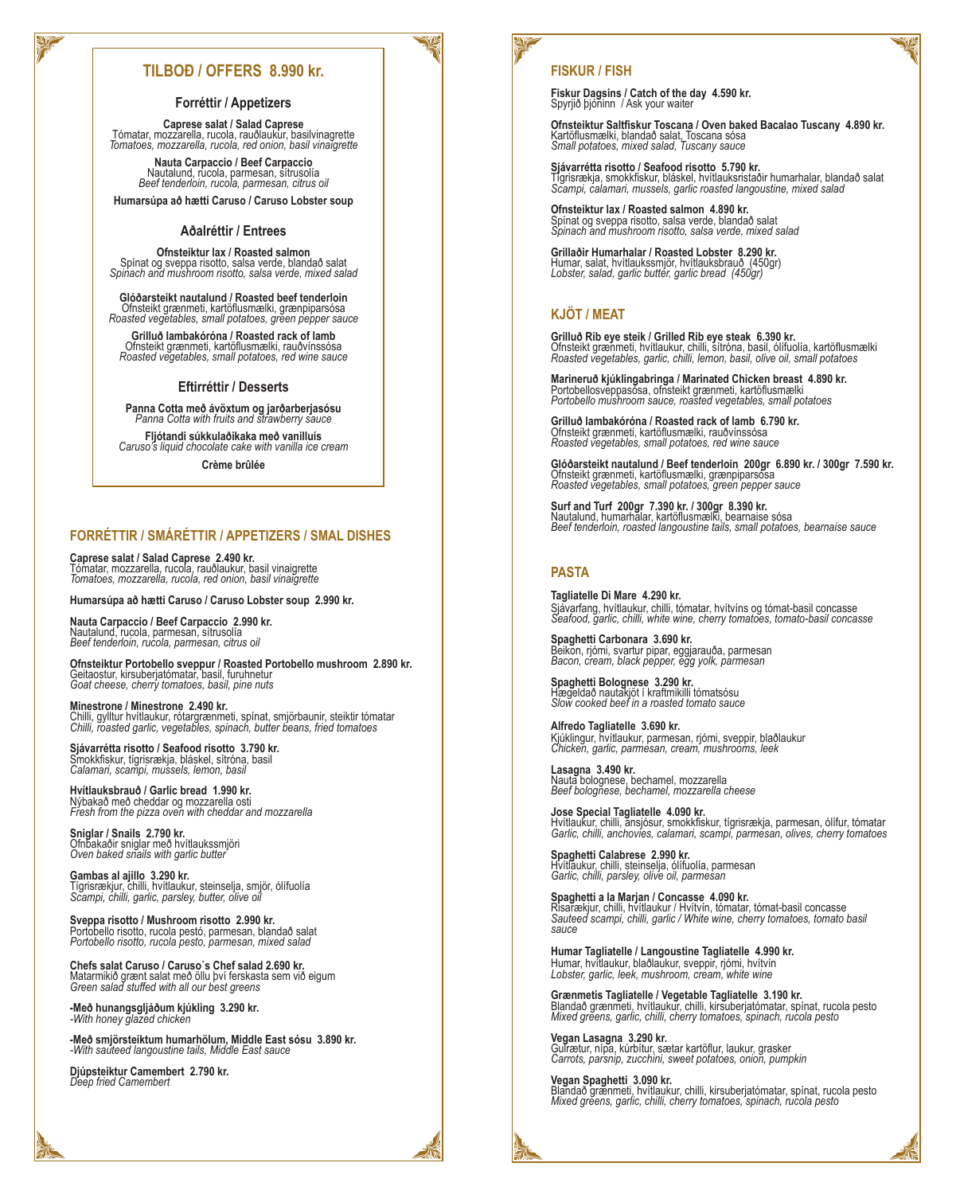## TILBOÐ / OFFERS 8.990 kr.

### Forréttir / Appetizers

**Caprese salat / Salad Caprese**
Tómatar, mozzarella, rucola, rauðlaukur, basilvinagrette
*Tomatoes, mozzarella, rucola, red onion, basil vinaigrette*

**Nauta Carpaccio / Beef Carpaccio**
Nautalund, rucola, parmesan, sítrusolía
*Beef tenderloin, rucola, parmesan, citrus oil*

**Humarsúpa að hætti Caruso / Caruso Lobster soup**

### Aðalréttir / Entrees

**Ofnsteiktur lax / Roasted salmon**
Spínat og sveppa risotto, salsa verde, blandað salat
*Spinach and mushroom risotto, salsa verde, mixed salad*

**Glóðarsteikt nautalund / Roasted beef tenderloin**
Ofnsteikt grænmeti, kartöflusmælki, grænpiparsósa
*Roasted vegetables, small potatoes, green pepper sauce*

**Grilluð lambakóróna / Roasted rack of lamb**
Ofnsteikt grænmeti, kartöflusmælki, rauðvínssósa
*Roasted vegetables, small potatoes, red wine sauce*

### Eftirréttir / Desserts

**Panna Cotta með ávöxtum og jarðarberjasósu**
*Panna Cotta with fruits and strawberry sauce*

**Fljótandi súkkulaðikaka með vanilluís**
*Caruso's liquid chocolate cake with vanilla ice cream*

**Crème brûlée**

## FORRÉTTIR / SMÁRÉTTIR / APPETIZERS / SMAL DISHES

**Caprese salat / Salad Caprese 2.490 kr.**
Tómatar, mozzarella, rucola, rauðlaukur, basil vinaigrette
*Tomatoes, mozzarella, rucola, red onion, basil vinaigrette*

**Humarsúpa að hætti Caruso / Caruso Lobster soup 2.990 kr.**

**Nauta Carpaccio / Beef Carpaccio 2.990 kr.**
Nautalund, rucola, parmesan, sítrusolía
*Beef tenderloin, rucola, parmesan, citrus oil*

**Ofnsteiktur Portobello sveppur / Roasted Portobello mushroom 2.890 kr.**
Geitaostur, kirsuberjatómatar, basil, furuhnetur
*Goat cheese, cherry tomatoes, basil, pine nuts*

**Minestrone / Minestrone 2.490 kr.**
Chilli, gylltur hvítlaukur, rótargrænmeti, spínat, smjörbaunir, steiktir tómatar
*Chilli, roasted garlic, vegetables, spinach, butter beans, fried tomatoes*

**Sjávarrétta risotto / Seafood risotto 3.790 kr.**
Smokkfiskur, tígrisrækja, bláskel, sítróna, basil
*Calamari, scampi, mussels, lemon, basil*

**Hvítlauksbrauð / Garlic bread 1.990 kr.**
Nýbakað með cheddar og mozzarella osti
*Fresh from the pizza oven with cheddar and mozzarella*

**Sniglar / Snails 2.790 kr.**
Ofnbakaðir sniglar með hvítlaukssmjöri
*Oven baked snails with garlic butter*

**Gambas al ajillo 3.290 kr.**
Tígrisrækjur, chilli, hvítlaukur, steinselja, smjör, ólífuolía
*Scampi, chilli, garlic, parsley, butter, olive oil*

**Sveppa risotto / Mushroom risotto 2.990 kr.**
Portobello risotto, rucola pestó, parmesan, blandað salat
*Portobello risotto, rucola pesto, parmesan, mixed salad*

**Chefs salat Caruso / Caruso´s Chef salad 2.690 kr.**
Matarmikið grænt salat með öllu því ferskasta sem við eigum
*Green salad stuffed with all our best greens*

**-Með hunangsgljáðum kjúkling 3.290 kr.**
*-With honey glazed chicken*

**-Með smjörsteiktum humarhölum, Middle East sósu 3.890 kr.**
*-With sauteed langoustine tails, Middle East sauce*

**Djúpsteiktur Camembert 2.790 kr.**
*Deep fried Camembert*

## FISKUR / FISH

**Fiskur Dagsins / Catch of the day 4.590 kr.**
Spyrjið þjóninn / Ask your waiter

**Ofnsteiktur Saltfiskur Toscana / Oven baked Bacalao Tuscany 4.890 kr.**
Kartöflusmælki, blandað salat, Toscana sósa
*Small potatoes, mixed salad, Tuscany sauce*

**Sjávarrétta risotto / Seafood risotto 5.790 kr.**
Tígrisrækja, smokkfiskur, bláskel, hvítlauksristaðir humarhalar, blandað salat
*Scampi, calamari, mussels, garlic roasted langoustine, mixed salad*

**Ofnsteiktur lax / Roasted salmon 4.890 kr.**
Spínat og sveppa risotto, salsa verde, blandað salat
*Spinach and mushroom risotto, salsa verde, mixed salad*

**Grillaðir Humarhalar / Roasted Lobster 8.290 kr.**
Humar, salat, hvítlaukssmjör, hvítlauksbrauð (450gr)
*Lobster, salad, garlic butter, garlic bread (450gr)*

## KJÖT / MEAT

**Grilluð Rib eye steik / Grilled Rib eye steak 6.390 kr.**
Ofnsteikt grænmeti, hvítlaukur, chilli, sítróna, basil, ólífuolía, kartöflusmælki
*Roasted vegetables, garlic, chilli, lemon, basil, olive oil, small potatoes*

**Marineruð kjúklingabringa / Marinated Chicken breast 4.890 kr.**
Portobellosveppasósa, ofnsteikt grænmeti, kartöflusmælki
*Portobello mushroom sauce, roasted vegetables, small potatoes*

**Grilluð lambakóróna / Roasted rack of lamb 6.790 kr.**
Ofnsteikt grænmeti, kartöflusmælki, rauðvínssósa
*Roasted vegetables, small potatoes, red wine sauce*

**Glóðarsteikt nautalund / Beef tenderloin 200gr 6.890 kr. / 300gr 7.590 kr.**
Ofnsteikt grænmeti, kartöflusmælki, grænpiparsósa
*Roasted vegetables, small potatoes, green pepper sauce*

**Surf and Turf 200gr 7.390 kr. / 300gr 8.390 kr.**
Nautalund, humarhalar, kartöflusmælki, bearnaise sósa
*Beef tenderloin, roasted langoustine tails, small potatoes, bearnaise sauce*

## PASTA

**Tagliatelle Di Mare 4.290 kr.**
Sjávarfang, hvítlaukur, chilli, tómatar, hvítvíns og tómat-basil concasse
*Seafood, garlic, chilli, white wine, cherry tomatoes, tomato-basil concasse*

**Spaghetti Carbonara 3.690 kr.**
Beikon, rjómi, svartur pipar, eggjarauða, parmesan
*Bacon, cream, black pepper, egg yolk, parmesan*

**Spaghetti Bolognese 3.290 kr.**
Hægeldað nautakjöt í kraftmikilli tómatsósu
*Slow cooked beef in a roasted tomato sauce*

**Alfredo Tagliatelle 3.690 kr.**
Kjúklingur, hvítlaukur, parmesan, rjómi, sveppir, blaðlaukur
*Chicken, garlic, parmesan, cream, mushrooms, leek*

**Lasagna 3.490 kr.**
Nauta bolognese, bechamel, mozzarella
*Beef bolognese, bechamel, mozzarella cheese*

**Jose Special Tagliatelle 4.090 kr.**
Hvítlaukur, chilli, ansjósur, smokkfiskur, tígrisrækja, parmesan, ólífur, tómatar
*Garlic, chilli, anchovies, calamari, scampi, parmesan, olives, cherry tomatoes*

**Spaghetti Calabrese 2.990 kr.**
Hvítlaukur, chilli, steinselja, ólífuolía, parmesan
*Garlic, chilli, parsley, olive oil, parmesan*

**Spaghetti a la Marjan / Concasse 4.090 kr.**
Risarækjur, chilli, hvítlaukur / Hvítvín, tómatar, tómat-basil concasse
*Sauteed scampi, chilli, garlic / White wine, cherry tomatoes, tomato basil sauce*

**Humar Tagliatelle / Langoustine Tagliatelle 4.990 kr.**
Humar, hvítlaukur, blaðlaukur, sveppir, rjómi, hvítvín
*Lobster, garlic, leek, mushroom, cream, white wine*

**Grænmetis Tagliatelle / Vegetable Tagliatelle 3.190 kr.**
Blandað grænmeti, hvítlaukur, chilli, kirsuberjatómatar, spínat, rucola pesto
*Mixed greens, garlic, chilli, cherry tomatoes, spinach, rucola pesto*

**Vegan Lasagna 3.290 kr.**
Gulrætur, nípa, kúrbítur, sætar kartöflur, laukur, grasker
*Carrots, parsnip, zucchini, sweet potatoes, onion, pumpkin*

**Vegan Spaghetti 3.090 kr.**
Blandað grænmeti, hvítlaukur, chilli, kirsuberjatómatar, spínat, rucola pesto
*Mixed greens, garlic, chilli, cherry tomatoes, spinach, rucola pesto*